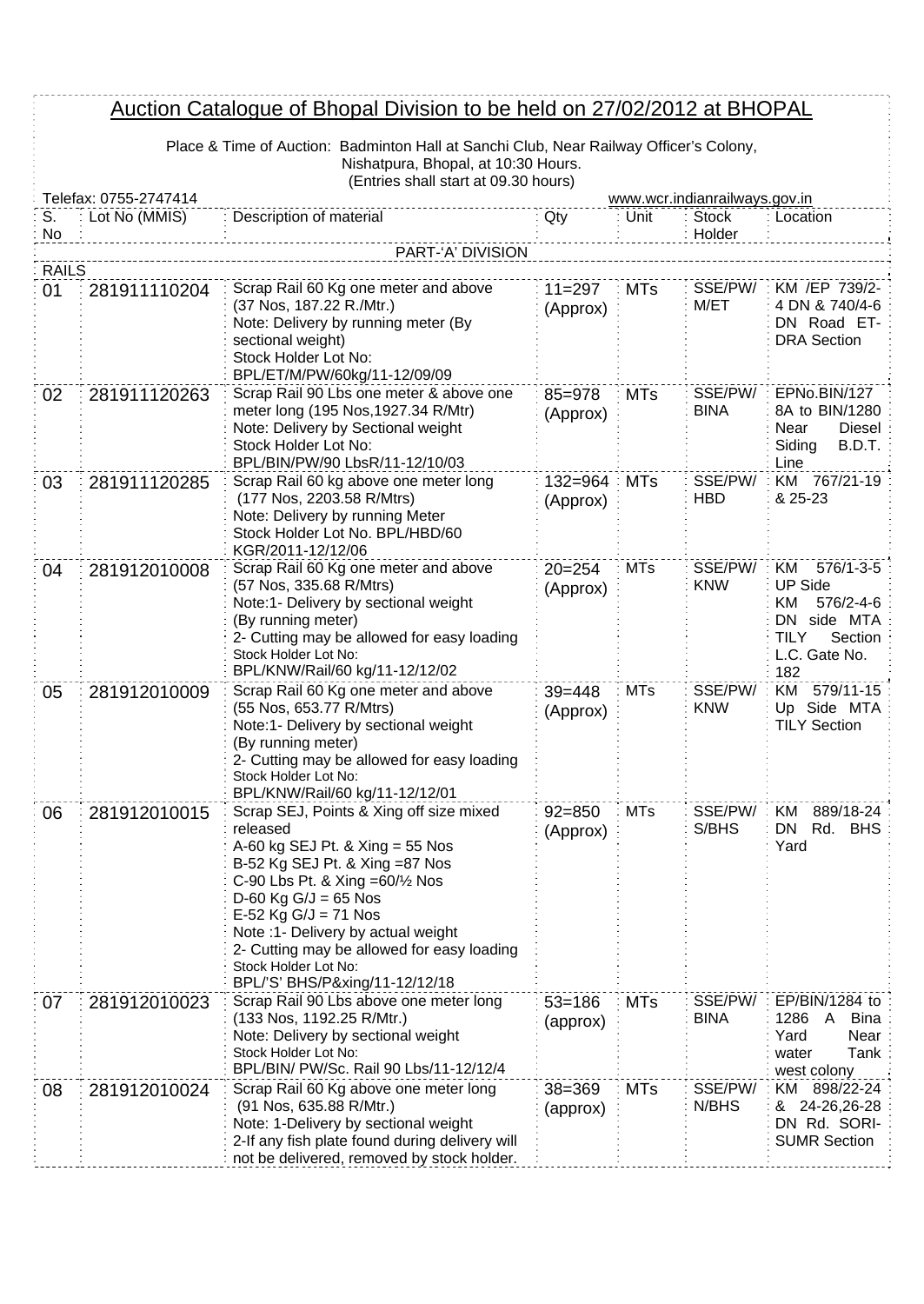# Auction Catalogue of Bhopal Division to be held on 27/02/2012 at BHOPAL

Place & Time of Auction: Badminton Hall at Sanchi Club, Near Railway Officer's Colony, Nishatpura, Bhopal, at 10:30 Hours.
(Entries shall start at 09.30 hours)

Telefax: 0755-2747414 | www.wcr.indianrailways.gov.in

| S. No | Lot No (MMIS) | Description of material | Qty | Unit | Stock Holder | Location |
|---|---|---|---|---|---|---|
| | | PART-'A' DIVISION | | | | |
| RAILS | | | | | | |
| 01 | 281911110204 | Scrap Rail 60 Kg one meter and above (37 Nos, 187.22 R./Mtr.) Note: Delivery by running meter (By sectional weight) Stock Holder Lot No: BPL/ET/M/PW/60kg/11-12/09/09 | 11=297 (Approx) | MTs | SSE/PW/ M/ET | KM /EP 739/2-4 DN & 740/4-6 DN Road ET-DRA Section |
| 02 | 281911120263 | Scrap Rail 90 Lbs one meter & above one meter long (195 Nos,1927.34 R/Mtr) Note: Delivery by Sectional weight Stock Holder Lot No: BPL/BIN/PW/90 LbsR/11-12/10/03 | 85=978 (Approx) | MTs | SSE/PW/ BINA | EPNo.BIN/127 8A to BIN/1280 Near Diesel Siding B.D.T. Line |
| 03 | 281911120285 | Scrap Rail 60 kg above one meter long (177 Nos, 2203.58 R/Mtrs) Note: Delivery by running Meter Stock Holder Lot No. BPL/HBD/60 KGR/2011-12/12/06 | 132=964 (Approx) | MTs | SSE/PW/ HBD | KM 767/21-19 & 25-23 |
| 04 | 281912010008 | Scrap Rail 60 Kg one meter and above (57 Nos, 335.68 R/Mtrs) Note:1- Delivery by sectional weight (By running meter) 2- Cutting may be allowed for easy loading Stock Holder Lot No: BPL/KNW/Rail/60 kg/11-12/12/02 | 20=254 (Approx) | MTs | SSE/PW/ KNW | KM 576/1-3-5 UP Side KM 576/2-4-6 DN side MTA TILY Section L.C. Gate No. 182 |
| 05 | 281912010009 | Scrap Rail 60 Kg one meter and above (55 Nos, 653.77 R/Mtrs) Note:1- Delivery by sectional weight (By running meter) 2- Cutting may be allowed for easy loading Stock Holder Lot No: BPL/KNW/Rail/60 kg/11-12/12/01 | 39=448 (Approx) | MTs | SSE/PW/ KNW | KM 579/11-15 Up Side MTA TILY Section |
| 06 | 281912010015 | Scrap SEJ, Points & Xing off size mixed released A-60 kg SEJ Pt. & Xing = 55 Nos B-52 Kg SEJ Pt. & Xing =87 Nos C-90 Lbs Pt. & Xing =60/½ Nos D-60 Kg G/J = 65 Nos E-52 Kg G/J = 71 Nos Note :1- Delivery by actual weight 2- Cutting may be allowed for easy loading Stock Holder Lot No: BPL/'S' BHS/P&xing/11-12/12/18 | 92=850 (Approx) | MTs | SSE/PW/ S/BHS | KM 889/18-24 DN Rd. BHS Yard |
| 07 | 281912010023 | Scrap Rail 90 Lbs above one meter long (133 Nos, 1192.25 R/Mtr.) Note: Delivery by sectional weight Stock Holder Lot No: BPL/BIN/ PW/Sc. Rail 90 Lbs/11-12/12/4 | 53=186 (approx) | MTs | SSE/PW/ BINA | EP/BIN/1284 to 1286 A Bina Yard Near water Tank west colony |
| 08 | 281912010024 | Scrap Rail 60 Kg above one meter long (91 Nos, 635.88 R/Mtr.) Note: 1-Delivery by sectional weight 2-If any fish plate found during delivery will not be delivered, removed by stock holder. | 38=369 (approx) | MTs | SSE/PW/ N/BHS | KM 898/22-24 & 24-26,26-28 DN Rd. SORI-SUMR Section |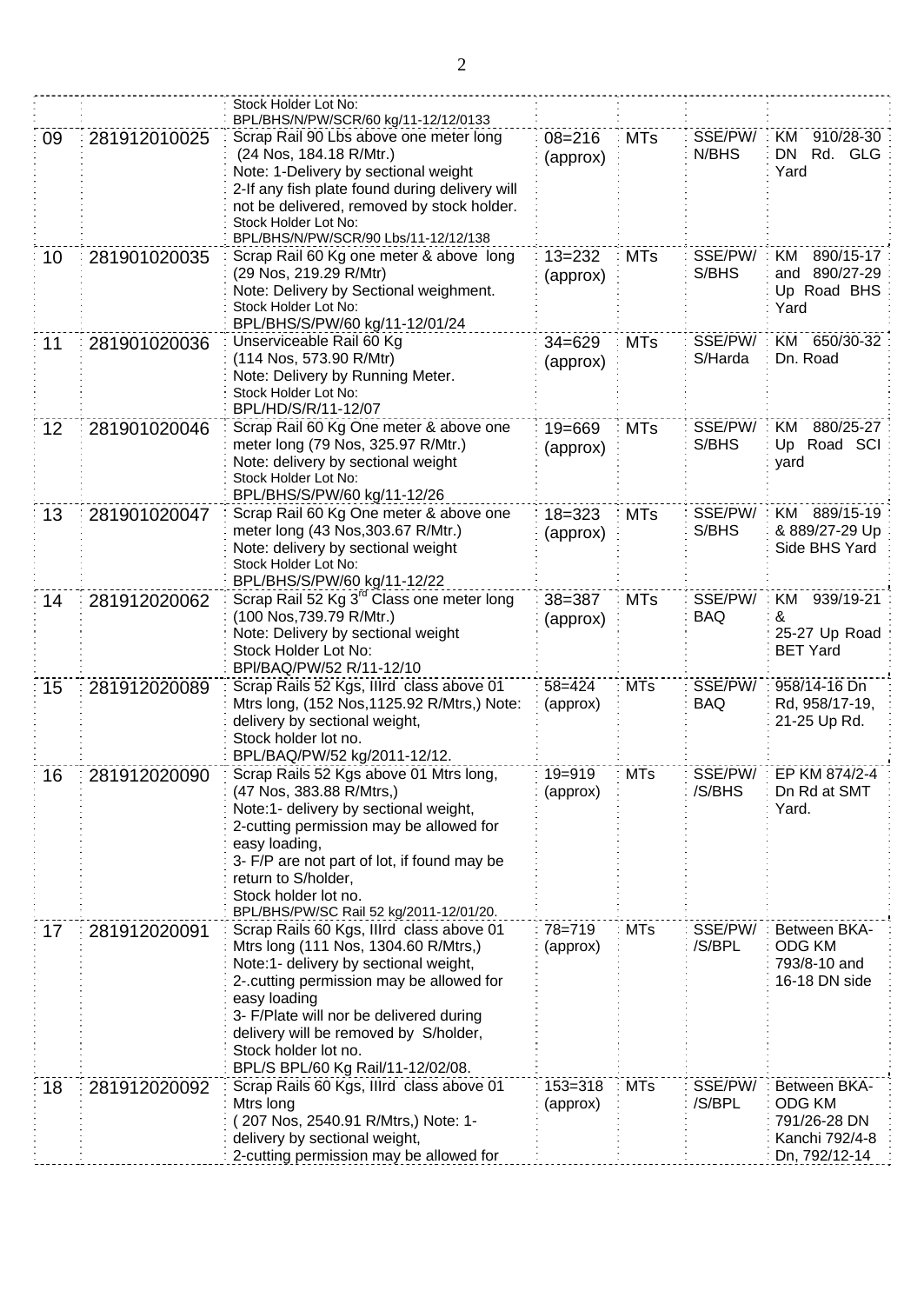| | | | | | | |
|---|---|---|---|---|---|---|
| | | Stock Holder Lot No: BPL/BHS/N/PW/SCR/60 kg/11-12/12/0133 | | | | |
| 09 | 281912010025 | Scrap Rail 90 Lbs above one meter long (24 Nos, 184.18 R/Mtr.) Note: 1-Delivery by sectional weight 2-If any fish plate found during delivery will not be delivered, removed by stock holder. Stock Holder Lot No: BPL/BHS/N/PW/SCR/90 Lbs/11-12/12/138 | 08=216 (approx) | MTs | SSE/PW/ N/BHS | KM 910/28-30 DN Rd. GLG Yard |
| 10 | 281901020035 | Scrap Rail 60 Kg one meter & above long (29 Nos, 219.29 R/Mtr) Note: Delivery by Sectional weighment. Stock Holder Lot No: BPL/BHS/S/PW/60 kg/11-12/01/24 | 13=232 (approx) | MTs | SSE/PW/ S/BHS | KM 890/15-17 and 890/27-29 Up Road BHS Yard |
| 11 | 281901020036 | Unserviceable Rail 60 Kg (114 Nos, 573.90 R/Mtr) Note: Delivery by Running Meter. Stock Holder Lot No: BPL/HD/S/R/11-12/07 | 34=629 (approx) | MTs | SSE/PW/ S/Harda | KM 650/30-32 Dn. Road |
| 12 | 281901020046 | Scrap Rail 60 Kg One meter & above one meter long (79 Nos, 325.97 R/Mtr.) Note: delivery by sectional weight Stock Holder Lot No: BPL/BHS/S/PW/60 kg/11-12/26 | 19=669 (approx) | MTs | SSE/PW/ S/BHS | KM 880/25-27 Up Road SCI yard |
| 13 | 281901020047 | Scrap Rail 60 Kg One meter & above one meter long (43 Nos,303.67 R/Mtr.) Note: delivery by sectional weight Stock Holder Lot No: BPL/BHS/S/PW/60 kg/11-12/22 | 18=323 (approx) | MTs | SSE/PW/ S/BHS | KM 889/15-19 & 889/27-29 Up Side BHS Yard |
| 14 | 281912020062 | Scrap Rail 52 Kg 3rd Class one meter long (100 Nos,739.79 R/Mtr.) Note: Delivery by sectional weight Stock Holder Lot No: BPl/BAQ/PW/52 R/11-12/10 | 38=387 (approx) | MTs | SSE/PW/ BAQ | KM 939/19-21 & 25-27 Up Road BET Yard |
| 15 | 281912020089 | Scrap Rails 52 Kgs, IIIrd class above 01 Mtrs long, (152 Nos,1125.92 R/Mtrs,) Note: delivery by sectional weight, Stock holder lot no. BPL/BAQ/PW/52 kg/2011-12/12. | 58=424 (approx) | MTs | SSE/PW/ BAQ | 958/14-16 Dn Rd, 958/17-19, 21-25 Up Rd. |
| 16 | 281912020090 | Scrap Rails 52 Kgs above 01 Mtrs long, (47 Nos, 383.88 R/Mtrs,) Note:1- delivery by sectional weight, 2-cutting permission may be allowed for easy loading, 3- F/P are not part of lot, if found may be return to S/holder, Stock holder lot no. BPL/BHS/PW/SC Rail 52 kg/2011-12/01/20. | 19=919 (approx) | MTs | SSE/PW/ /S/BHS | EP KM 874/2-4 Dn Rd at SMT Yard. |
| 17 | 281912020091 | Scrap Rails 60 Kgs, IIIrd class above 01 Mtrs long (111 Nos, 1304.60 R/Mtrs,) Note:1- delivery by sectional weight, 2-.cutting permission may be allowed for easy loading 3- F/Plate will nor be delivered during delivery will be removed by S/holder, Stock holder lot no. BPL/S BPL/60 Kg Rail/11-12/02/08. | 78=719 (approx) | MTs | SSE/PW/ /S/BPL | Between BKA-ODG KM 793/8-10 and 16-18 DN side |
| 18 | 281912020092 | Scrap Rails 60 Kgs, IIIrd class above 01 Mtrs long ( 207 Nos, 2540.91 R/Mtrs,) Note: 1- delivery by sectional weight, 2-cutting permission may be allowed for | 153=318 (approx) | MTs | SSE/PW/ /S/BPL | Between BKA-ODG KM 791/26-28 DN Kanchi 792/4-8 Dn, 792/12-14 |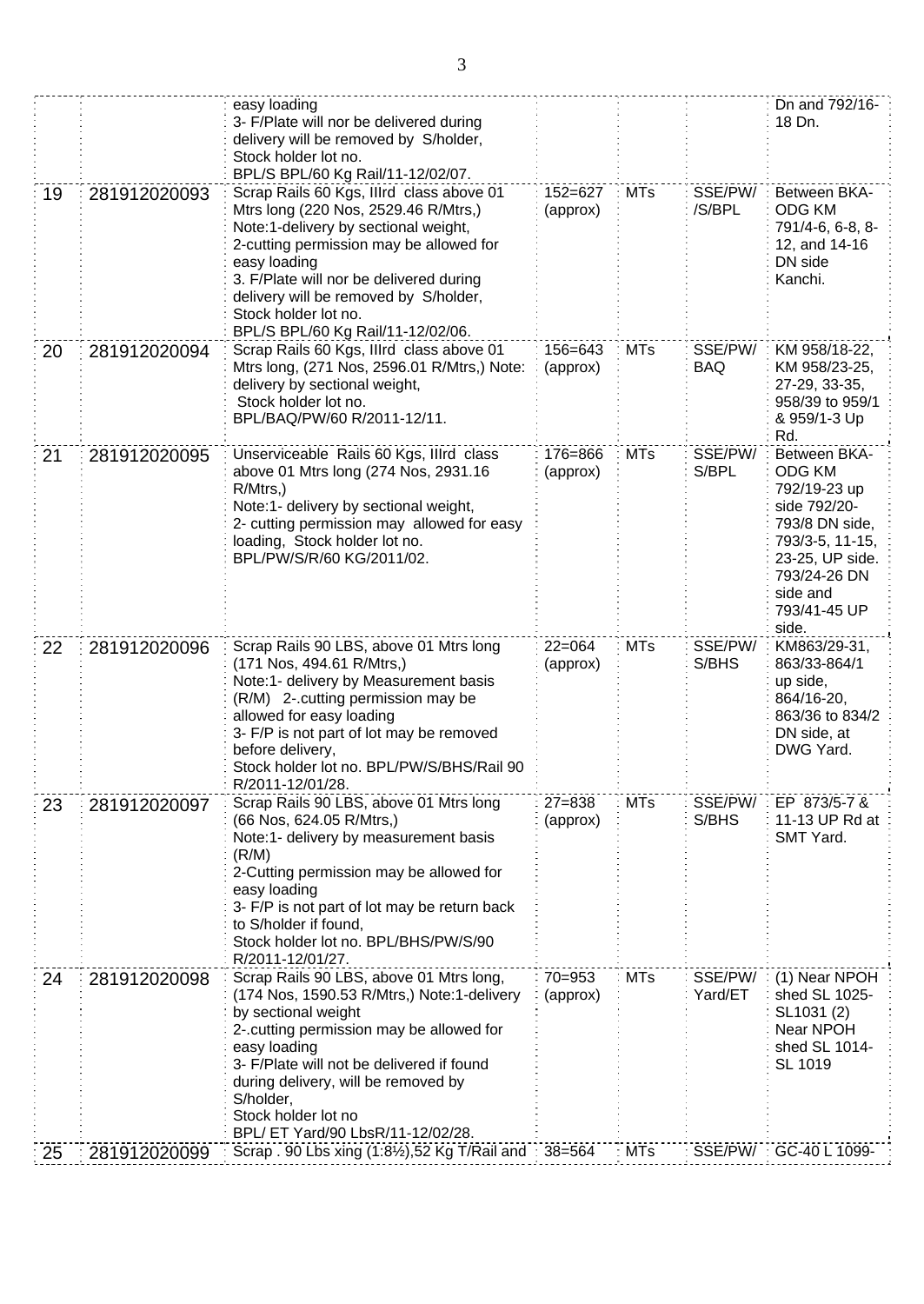| | | | | | | |
|---|---|---|---|---|---|---|
| | | easy loading<br>3- F/Plate will nor be delivered during delivery will be removed by S/holder,<br>Stock holder lot no.<br>BPL/S BPL/60 Kg Rail/11-12/02/07. | | | | Dn and 792/16-18 Dn. |
| 19 | 281912020093 | Scrap Rails 60 Kgs, IIIrd class above 01 Mtrs long (220 Nos, 2529.46 R/Mtrs,)<br>Note:1-delivery by sectional weight,<br>2-cutting permission may be allowed for easy loading<br>3. F/Plate will nor be delivered during delivery will be removed by S/holder,<br>Stock holder lot no.<br>BPL/S BPL/60 Kg Rail/11-12/02/06. | 152=627 (approx) | MTs | SSE/PW/ /S/BPL | Between BKA-ODG KM 791/4-6, 6-8, 8-12, and 14-16 DN side Kanchi. |
| 20 | 281912020094 | Scrap Rails 60 Kgs, IIIrd class above 01 Mtrs long, (271 Nos, 2596.01 R/Mtrs,) Note: delivery by sectional weight,<br>Stock holder lot no.<br>BPL/BAQ/PW/60 R/2011-12/11. | 156=643 (approx) | MTs | SSE/PW/ BAQ | KM 958/18-22, KM 958/23-25, 27-29, 33-35, 958/39 to 959/1 & 959/1-3 Up Rd. |
| 21 | 281912020095 | Unserviceable Rails 60 Kgs, IIIrd class above 01 Mtrs long (274 Nos, 2931.16 R/Mtrs,)<br>Note:1- delivery by sectional weight,<br>2- cutting permission may allowed for easy loading, Stock holder lot no.<br>BPL/PW/S/R/60 KG/2011/02. | 176=866 (approx) | MTs | SSE/PW/ S/BPL | Between BKA-ODG KM 792/19-23 up side 792/20-793/8 DN side, 793/3-5, 11-15, 23-25, UP side. 793/24-26 DN side and 793/41-45 UP side. |
| 22 | 281912020096 | Scrap Rails 90 LBS, above 01 Mtrs long (171 Nos, 494.61 R/Mtrs,)<br>Note:1- delivery by Measurement basis (R/M) 2-.cutting permission may be allowed for easy loading<br>3- F/P is not part of lot may be removed before delivery,<br>Stock holder lot no. BPL/PW/S/BHS/Rail 90 R/2011-12/01/28. | 22=064 (approx) | MTs | SSE/PW/ S/BHS | KM863/29-31, 863/33-864/1 up side, 864/16-20, 863/36 to 834/2 DN side, at DWG Yard. |
| 23 | 281912020097 | Scrap Rails 90 LBS, above 01 Mtrs long (66 Nos, 624.05 R/Mtrs,)<br>Note:1- delivery by measurement basis (R/M)<br>2-Cutting permission may be allowed for easy loading<br>3- F/P is not part of lot may be return back to S/holder if found,<br>Stock holder lot no. BPL/BHS/PW/S/90 R/2011-12/01/27. | 27=838 (approx) | MTs | SSE/PW/ S/BHS | EP 873/5-7 & 11-13 UP Rd at SMT Yard. |
| 24 | 281912020098 | Scrap Rails 90 LBS, above 01 Mtrs long, (174 Nos, 1590.53 R/Mtrs,) Note:1-delivery by sectional weight<br>2-.cutting permission may be allowed for easy loading<br>3- F/Plate will not be delivered if found during delivery, will be removed by S/holder,<br>Stock holder lot no<br>BPL/ ET Yard/90 LbsR/11-12/02/28. | 70=953 (approx) | MTs | SSE/PW/ Yard/ET | (1) Near NPOH shed SL 1025-SL1031 (2) Near NPOH shed SL 1014-SL 1019 |
| 25 | 281912020099 | Scrap . 90 Lbs xing (1:8½),52 Kg T/Rail and | 38=564 | MTs | SSE/PW/ | GC-40 L 1099- |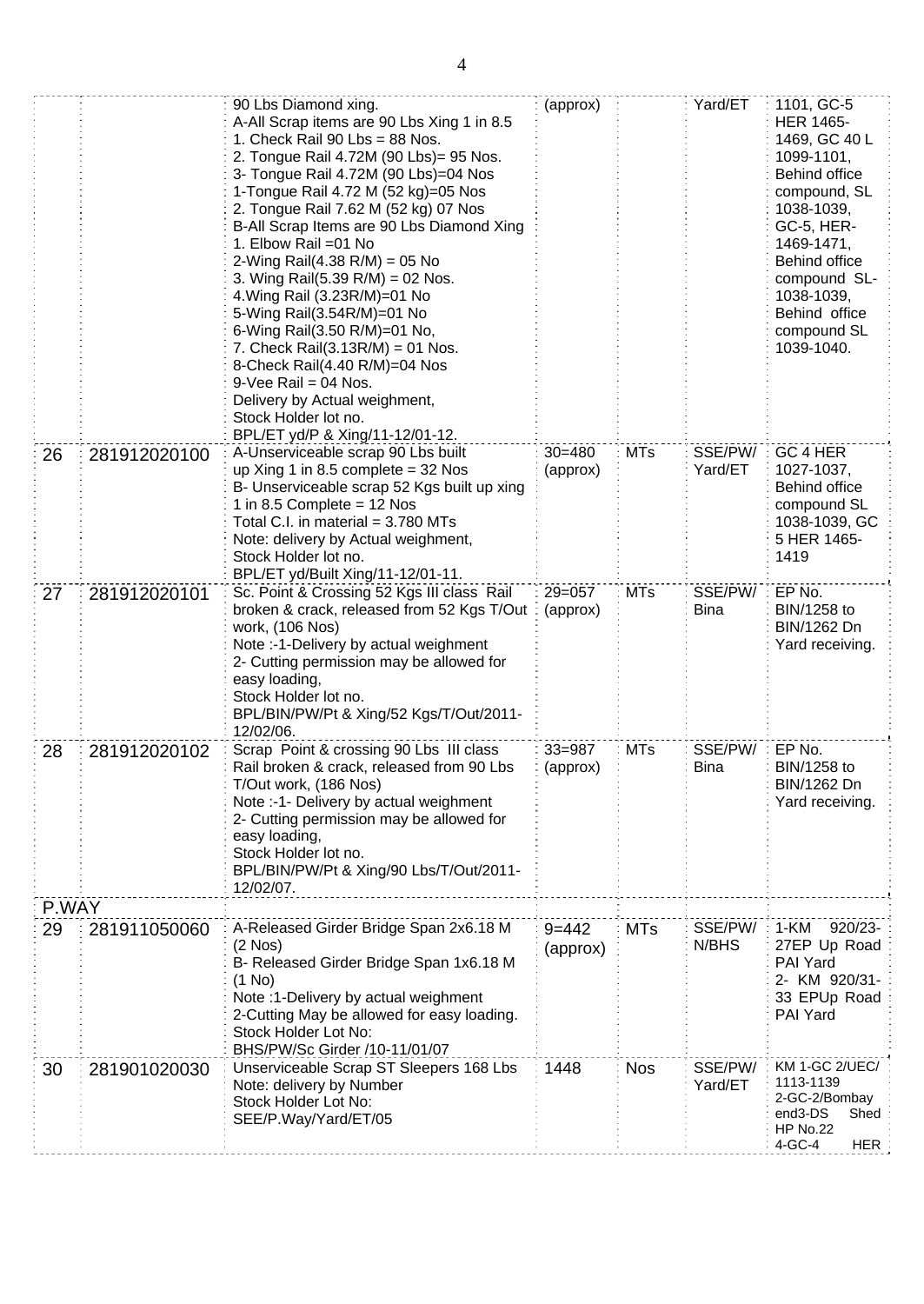| | | | | | | |
|---|---|---|---|---|---|---|
| | | 90 Lbs Diamond xing.<br>A-All Scrap items are 90 Lbs Xing 1 in 8.5<br>1. Check Rail 90 Lbs = 88 Nos.<br>2. Tongue Rail 4.72M (90 Lbs)= 95 Nos.<br>3- Tongue Rail 4.72M (90 Lbs)=04 Nos<br>1-Tongue Rail 4.72 M (52 kg)=05 Nos<br>2. Tongue Rail 7.62 M (52 kg) 07 Nos<br>B-All Scrap Items are 90 Lbs Diamond Xing<br>1. Elbow Rail =01 No<br>2-Wing Rail(4.38 R/M) = 05 No<br>3. Wing Rail(5.39 R/M) = 02 Nos.<br>4.Wing Rail (3.23R/M)=01 No<br>5-Wing Rail(3.54R/M)=01 No<br>6-Wing Rail(3.50 R/M)=01 No,<br>7. Check Rail(3.13R/M) = 01 Nos.<br>8-Check Rail(4.40 R/M)=04 Nos<br>9-Vee Rail = 04 Nos.<br>Delivery by Actual weighment,<br>Stock Holder lot no.<br>BPL/ET yd/P & Xing/11-12/01-12. | (approx) | | Yard/ET | 1101, GC-5 HER 1465-1469, GC 40 L 1099-1101, Behind office compound, SL 1038-1039, GC-5, HER-1469-1471, Behind office compound SL-1038-1039, Behind office compound SL 1039-1040. |
| 26 | 281912020100 | A-Unserviceable scrap 90 Lbs built up Xing 1 in 8.5 complete = 32 Nos<br>B- Unserviceable scrap 52 Kgs built up xing 1 in 8.5 Complete = 12 Nos<br>Total C.I. in material = 3.780 MTs<br>Note: delivery by Actual weighment,<br>Stock Holder lot no.<br>BPL/ET yd/Built Xing/11-12/01-11. | 30=480 (approx) | MTs | SSE/PW/ Yard/ET | GC 4 HER 1027-1037, Behind office compound SL 1038-1039, GC 5 HER 1465-1419 |
| 27 | 281912020101 | Sc. Point & Crossing 52 Kgs III class Rail broken & crack, released from 52 Kgs T/Out work, (106 Nos)<br>Note :-1-Delivery by actual weighment<br>2- Cutting permission may be allowed for easy loading,<br>Stock Holder lot no.<br>BPL/BIN/PW/Pt & Xing/52 Kgs/T/Out/2011-12/02/06. | 29=057 (approx) | MTs | SSE/PW/ Bina | EP No. BIN/1258 to BIN/1262 Dn Yard receiving. |
| 28 | 281912020102 | Scrap Point & crossing 90 Lbs III class Rail broken & crack, released from 90 Lbs T/Out work, (186 Nos)<br>Note :-1- Delivery by actual weighment<br>2- Cutting permission may be allowed for easy loading,<br>Stock Holder lot no.<br>BPL/BIN/PW/Pt & Xing/90 Lbs/T/Out/2011-12/02/07. | 33=987 (approx) | MTs | SSE/PW/ Bina | EP No. BIN/1258 to BIN/1262 Dn Yard receiving. |
| P.WAY | | | | | | |
| 29 | 281911050060 | A-Released Girder Bridge Span 2x6.18 M (2 Nos)<br>B- Released Girder Bridge Span 1x6.18 M (1 No)<br>Note :1-Delivery by actual weighment<br>2-Cutting May be allowed for easy loading.<br>Stock Holder Lot No:<br>BHS/PW/Sc Girder /10-11/01/07 | 9=442 (approx) | MTs | SSE/PW/ N/BHS | 1-KM 920/23-27EP Up Road PAI Yard<br>2- KM 920/31-33 EPUp Road PAI Yard |
| 30 | 281901020030 | Unserviceable Scrap ST Sleepers 168 Lbs<br>Note: delivery by Number<br>Stock Holder Lot No:<br>SEE/P.Way/Yard/ET/05 | 1448 | Nos | SSE/PW/ Yard/ET | KM 1-GC 2/UEC/ 1113-1139<br>2-GC-2/Bombay end3-DS Shed HP No.22<br>4-GC-4 HER |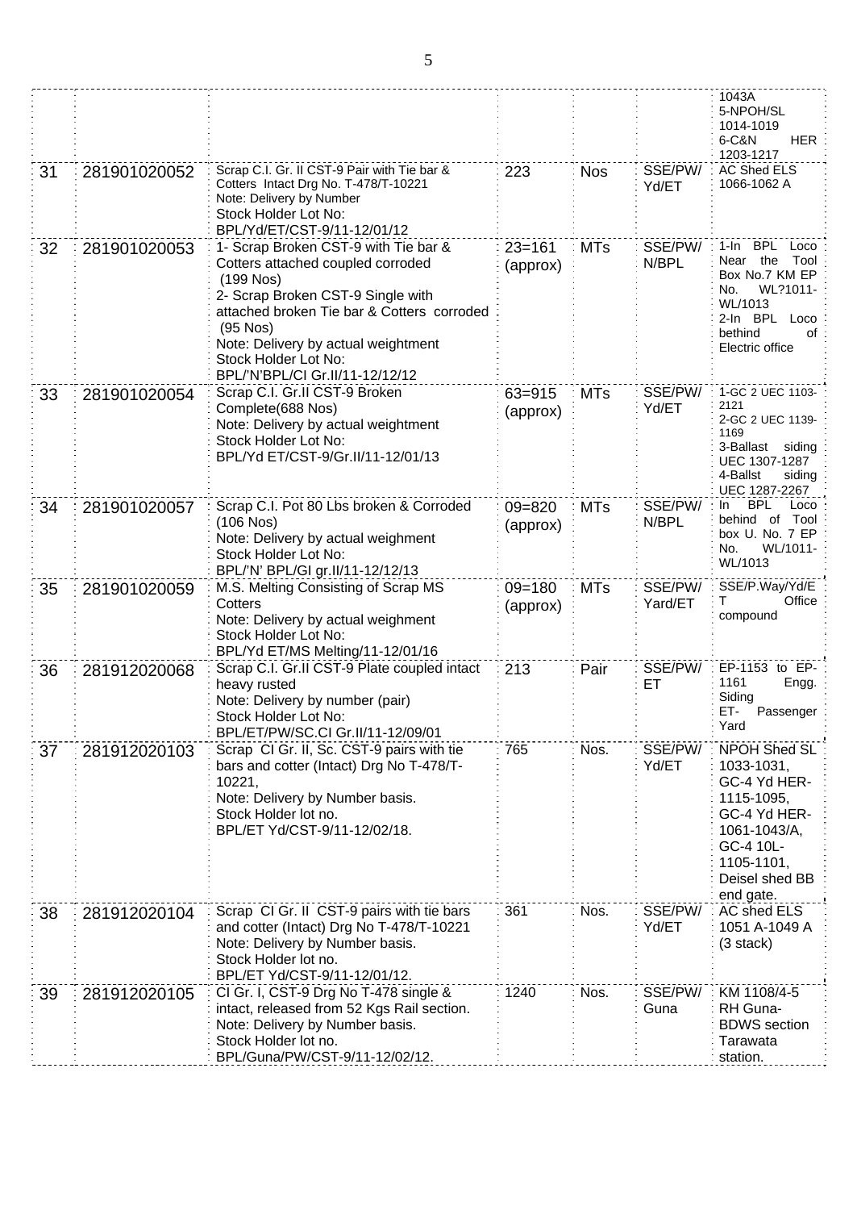|  |  |  |  |  |  | 1043A 5-NPOH/SL 1014-1019 6-C&N HER 1203-1217 |
|---|---|---|---|---|---|---|
| 31 | 281901020052 | Scrap C.I. Gr. II CST-9 Pair with Tie bar & Cotters Intact Drg No. T-478/T-10221<br>Note: Delivery by Number<br>Stock Holder Lot No:<br>BPL/Yd/ET/CST-9/11-12/01/12 | 223 | Nos | SSE/PW/ Yd/ET | AC Shed ELS 1066-1062 A |
| 32 | 281901020053 | 1- Scrap Broken CST-9 with Tie bar & Cotters attached coupled corroded (199 Nos)<br>2- Scrap Broken CST-9 Single with attached broken Tie bar & Cotters corroded (95 Nos)<br>Note: Delivery by actual weightment<br>Stock Holder Lot No:<br>BPL/'N'BPL/CI Gr.II/11-12/12/12 | 23=161 (approx) | MTs | SSE/PW/ N/BPL | 1-In BPL Loco Near the Tool Box No.7 KM EP No. WL?1011-WL/1013<br>2-In BPL Loco bethind of Electric office |
| 33 | 281901020054 | Scrap C.I. Gr.II CST-9 Broken Complete(688 Nos)<br>Note: Delivery by actual weightment<br>Stock Holder Lot No:<br>BPL/Yd ET/CST-9/Gr.II/11-12/01/13 | 63=915 (approx) | MTs | SSE/PW/ Yd/ET | 1-GC 2 UEC 1103-2121<br>2-GC 2 UEC 1139-1169<br>3-Ballast siding UEC 1307-1287<br>4-Ballst siding UEC 1287-2267 |
| 34 | 281901020057 | Scrap C.I. Pot 80 Lbs broken & Corroded (106 Nos)<br>Note: Delivery by actual weighment<br>Stock Holder Lot No:<br>BPL/'N' BPL/GI gr.II/11-12/12/13 | 09=820 (approx) | MTs | SSE/PW/ N/BPL | In BPL Loco behind of Tool box U. No. 7 EP No. WL/1011-WL/1013 |
| 35 | 281901020059 | M.S. Melting Consisting of Scrap MS Cotters<br>Note: Delivery by actual weighment<br>Stock Holder Lot No:<br>BPL/Yd ET/MS Melting/11-12/01/16 | 09=180 (approx) | MTs | SSE/PW/ Yard/ET | SSE/P.Way/Yd/ET Office compound |
| 36 | 281912020068 | Scrap C.I. Gr.II CST-9 Plate coupled intact heavy rusted<br>Note: Delivery by number (pair)<br>Stock Holder Lot No:<br>BPL/ET/PW/SC.CI Gr.II/11-12/09/01 | 213 | Pair | SSE/PW/ ET | EP-1153 to EP-1161 Engg. Siding<br>ET- Passenger Yard |
| 37 | 281912020103 | Scrap CI Gr. II, Sc. CST-9 pairs with tie bars and cotter (Intact) Drg No T-478/T-10221,<br>Note: Delivery by Number basis.<br>Stock Holder lot no.<br>BPL/ET Yd/CST-9/11-12/02/18. | 765 | Nos. | SSE/PW/ Yd/ET | NPOH Shed SL 1033-1031, GC-4 Yd HER-1115-1095, GC-4 Yd HER-1061-1043/A, GC-4 10L-1105-1101, Deisel shed BB end gate. |
| 38 | 281912020104 | Scrap CI Gr. II CST-9 pairs with tie bars and cotter (Intact) Drg No T-478/T-10221<br>Note: Delivery by Number basis.<br>Stock Holder lot no.<br>BPL/ET Yd/CST-9/11-12/01/12. | 361 | Nos. | SSE/PW/ Yd/ET | AC shed ELS 1051 A-1049 A (3 stack) |
| 39 | 281912020105 | CI Gr. I, CST-9 Drg No T-478 single & intact, released from 52 Kgs Rail section.<br>Note: Delivery by Number basis.<br>Stock Holder lot no.<br>BPL/Guna/PW/CST-9/11-12/02/12. | 1240 | Nos. | SSE/PW/ Guna | KM 1108/4-5 RH Guna-BDWS section Tarawata station. |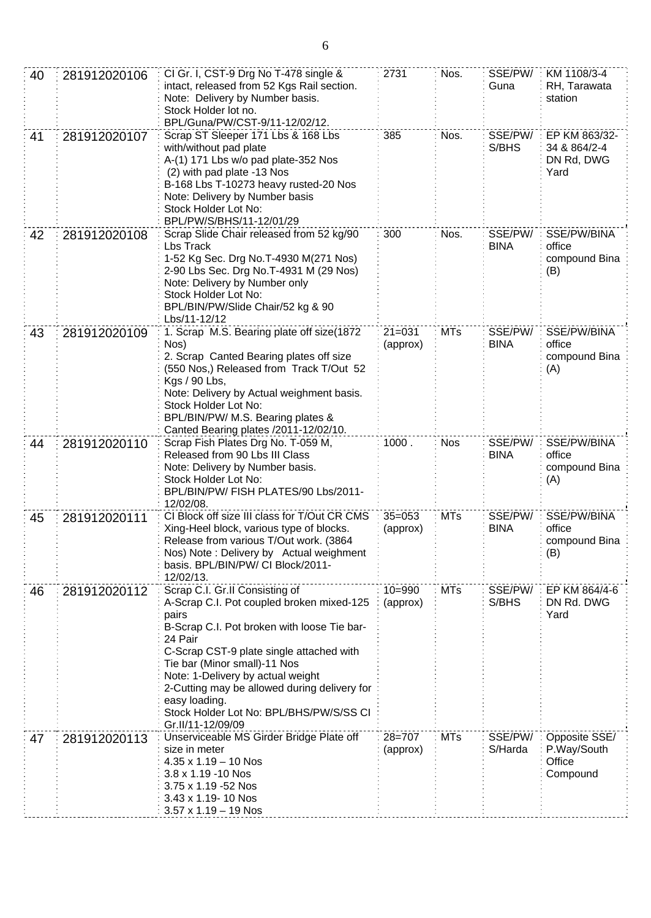| 40 | 281912020106 | CI Gr. I, CST-9 Drg No T-478 single & intact, released from 52 Kgs Rail section. Note: Delivery by Number basis. Stock Holder lot no. BPL/Guna/PW/CST-9/11-12/02/12. | 2731 | Nos. | SSE/PW/ Guna | KM 1108/3-4 RH, Tarawata station |
|---|---|---|---|---|---|---|
| 41 | 281912020107 | Scrap ST Sleeper 171 Lbs & 168 Lbs with/without pad plate<br>A-(1) 171 Lbs w/o pad plate-352 Nos<br>(2) with pad plate -13 Nos<br>B-168 Lbs T-10273 heavy rusted-20 Nos<br>Note: Delivery by Number basis<br>Stock Holder Lot No: BPL/PW/S/BHS/11-12/01/29 | 385 | Nos. | SSE/PW/ S/BHS | EP KM 863/32-34 & 864/2-4 DN Rd, DWG Yard |
| 42 | 281912020108 | Scrap Slide Chair released from 52 kg/90 Lbs Track<br>1-52 Kg Sec. Drg No.T-4930 M(271 Nos)<br>2-90 Lbs Sec. Drg No.T-4931 M (29 Nos)<br>Note: Delivery by Number only<br>Stock Holder Lot No: BPL/BIN/PW/Slide Chair/52 kg & 90 Lbs/11-12/12 | 300 | Nos. | SSE/PW/ BINA | SSE/PW/BINA office compound Bina (B) |
| 43 | 281912020109 | 1. Scrap M.S. Bearing plate off size(1872 Nos)<br>2. Scrap Canted Bearing plates off size (550 Nos,) Released from Track T/Out 52 Kgs / 90 Lbs,<br>Note: Delivery by Actual weighment basis.<br>Stock Holder Lot No: BPL/BIN/PW/ M.S. Bearing plates & Canted Bearing plates /2011-12/02/10. | 21=031 (approx) | MTs | SSE/PW/ BINA | SSE/PW/BINA office compound Bina (A) |
| 44 | 281912020110 | Scrap Fish Plates Drg No. T-059 M, Released from 90 Lbs III Class<br>Note: Delivery by Number basis.<br>Stock Holder Lot No: BPL/BIN/PW/ FISH PLATES/90 Lbs/2011-12/02/08. | 1000 . | Nos | SSE/PW/ BINA | SSE/PW/BINA office compound Bina (A) |
| 45 | 281912020111 | CI Block off size III class for T/Out CR CMS Xing-Heel block, various type of blocks. Release from various T/Out work. (3864 Nos) Note : Delivery by Actual weighment basis. BPL/BIN/PW/ CI Block/2011-12/02/13. | 35=053 (approx) | MTs | SSE/PW/ BINA | SSE/PW/BINA office compound Bina (B) |
| 46 | 281912020112 | Scrap C.I. Gr.II Consisting of<br>A-Scrap C.I. Pot coupled broken mixed-125 pairs<br>B-Scrap C.I. Pot broken with loose Tie bar-24 Pair<br>C-Scrap CST-9 plate single attached with Tie bar (Minor small)-11 Nos<br>Note: 1-Delivery by actual weight<br>2-Cutting may be allowed during delivery for easy loading.<br>Stock Holder Lot No: BPL/BHS/PW/S/SS CI Gr.II/11-12/09/09 | 10=990 (approx) | MTs | SSE/PW/ S/BHS | EP KM 864/4-6 DN Rd. DWG Yard |
| 47 | 281912020113 | Unserviceable MS Girder Bridge Plate off size in meter<br>4.35 x 1.19 – 10 Nos<br>3.8 x 1.19 -10 Nos<br>3.75 x 1.19 -52 Nos<br>3.43 x 1.19- 10 Nos<br>3.57 x 1.19 – 19 Nos | 28=707 (approx) | MTs | SSE/PW/ S/Harda | Opposite SSE/ P.Way/South Office Compound |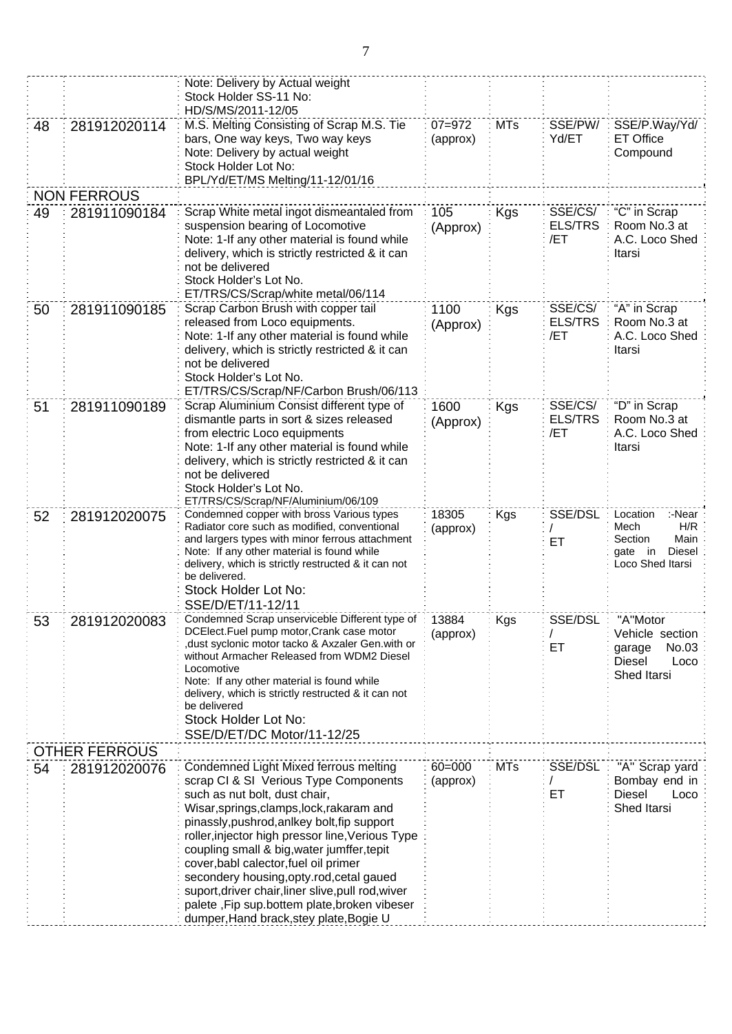| | | | | | | |
|---|---|---|---|---|---|---|
| | | Note: Delivery by Actual weight<br>Stock Holder SS-11 No:<br>HD/S/MS/2011-12/05 | | | | |
| 48 | 281912020114 | M.S. Melting Consisting of Scrap M.S. Tie bars, One way keys, Two way keys<br>Note: Delivery by actual weight<br>Stock Holder Lot No:<br>BPL/Yd/ET/MS Melting/11-12/01/16 | 07=972 (approx) | MTs | SSE/PW/Yd/ET | SSE/P.Way/Yd/ ET Office Compound |
| NON FERROUS | | | | | | |
| 49 | 281911090184 | Scrap White metal ingot dismeantaled from suspension bearing of Locomotive<br>Note: 1-If any other material is found while delivery, which is strictly restricted & it can not be delivered<br>Stock Holder's Lot No.<br>ET/TRS/CS/Scrap/white metal/06/114 | 105 (Approx) | Kgs | SSE/CS/ ELS/TRS /ET | "C" in Scrap Room No.3 at A.C. Loco Shed Itarsi |
| 50 | 281911090185 | Scrap Carbon Brush with copper tail released from Loco equipments.<br>Note: 1-If any other material is found while delivery, which is strictly restricted & it can not be delivered<br>Stock Holder's Lot No.<br>ET/TRS/CS/Scrap/NF/Carbon Brush/06/113 | 1100 (Approx) | Kgs | SSE/CS/ ELS/TRS /ET | "A" in Scrap Room No.3 at A.C. Loco Shed Itarsi |
| 51 | 281911090189 | Scrap Aluminium Consist different type of dismantle parts in sort & sizes released from electric Loco equipments<br>Note: 1-If any other material is found while delivery, which is strictly restricted & it can not be delivered<br>Stock Holder's Lot No.<br>ET/TRS/CS/Scrap/NF/Aluminium/06/109 | 1600 (Approx) | Kgs | SSE/CS/ ELS/TRS /ET | "D" in Scrap Room No.3 at A.C. Loco Shed Itarsi |
| 52 | 281912020075 | Condemned copper with bross Various types Radiator core such as modified, conventional and largers types with minor ferrous attachment<br>Note: If any other material is found while delivery, which is strictly restructed & it can not be delivered.<br>Stock Holder Lot No:<br>SSE/D/ET/11-12/11 | 18305 (approx) | Kgs | SSE/DSL / ET | Location :-Near Mech H/R Section Main gate in Diesel Loco Shed Itarsi |
| 53 | 281912020083 | Condemned Scrap unserviceble Different type of DCElect.Fuel pump motor,Crank case motor ,dust syclonic motor tacko & Axzaler Gen.with or without Armacher Released from WDM2 Diesel Locomotive<br>Note: If any other material is found while delivery, which is strictly restructed & it can not be delivered<br>Stock Holder Lot No:<br>SSE/D/ET/DC Motor/11-12/25 | 13884 (approx) | Kgs | SSE/DSL / ET | "A"Motor Vehicle section garage No.03 Diesel Loco Shed Itarsi |
| OTHER FERROUS | | | | | | |
| 54 | 281912020076 | Condemned Light Mixed ferrous melting scrap CI & SI Verious Type Components such as nut bolt, dust chair, Wisar,springs,clamps,lock,rakaram and pinassly,pushrod,anlkey bolt,fip support roller,injector high pressor line,Verious Type coupling small & big,water jumffer,tepit cover,babl calector,fuel oil primer secondery housing,opty.rod,cetal gaued suport,driver chair,liner slive,pull rod,wiver palete ,Fip sup.bottem plate,broken vibeser dumper,Hand brack,stey plate,Bogie U | 60=000 (approx) | MTs | SSE/DSL / ET | "A" Scrap yard Bombay end in Diesel Loco Shed Itarsi |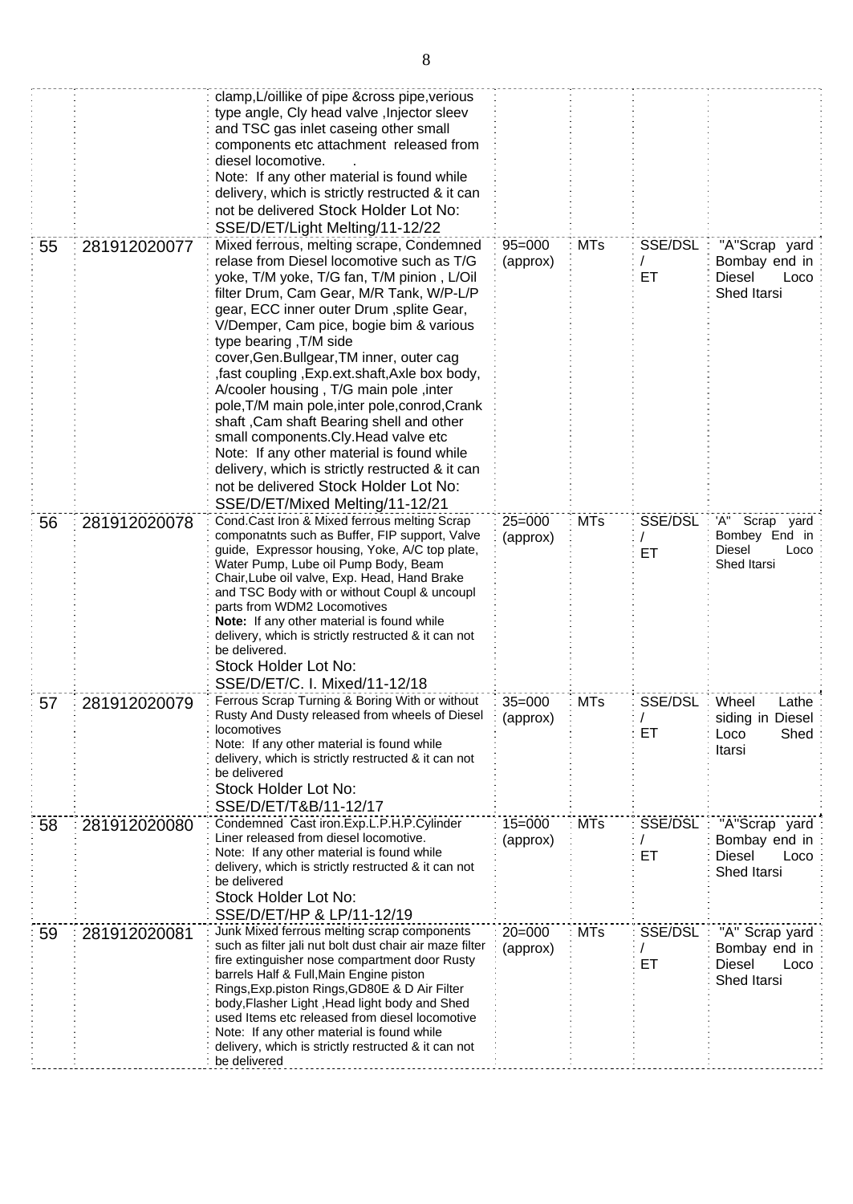| | | | | | | |
|---|---|---|---|---|---|---|
| | | clamp,L/oillike of pipe &cross pipe,verious type angle, Cly head valve ,Injector sleev and TSC gas inlet caseing other small components etc attachment released from diesel locomotive. . Note: If any other material is found while delivery, which is strictly restructed & it can not be delivered Stock Holder Lot No: SSE/D/ET/Light Melting/11-12/22 | | | | |
| 55 | 281912020077 | Mixed ferrous, melting scrape, Condemned relase from Diesel locomotive such as T/G yoke, T/M yoke, T/G fan, T/M pinion , L/Oil filter Drum, Cam Gear, M/R Tank, W/P-L/P gear, ECC inner outer Drum ,splite Gear, V/Demper, Cam pice, bogie bim & various type bearing ,T/M side cover,Gen.Bullgear,TM inner, outer cag ,fast coupling ,Exp.ext.shaft,Axle box body, A/cooler housing , T/G main pole ,inter pole,T/M main pole,inter pole,conrod,Crank shaft ,Cam shaft Bearing shell and other small components.Cly.Head valve etc Note: If any other material is found while delivery, which is strictly restructed & it can not be delivered Stock Holder Lot No: SSE/D/ET/Mixed Melting/11-12/21 | 95=000 (approx) | MTs | SSE/DSL / ET | "A"Scrap yard Bombay end in Diesel Loco Shed Itarsi |
| 56 | 281912020078 | Cond.Cast Iron & Mixed ferrous melting Scrap componatnts such as Buffer, FIP support, Valve guide, Expressor housing, Yoke, A/C top plate, Water Pump, Lube oil Pump Body, Beam Chair,Lube oil valve, Exp. Head, Hand Brake and TSC Body with or without Coupl & uncoupl parts from WDM2 Locomotives **Note:** If any other material is found while delivery, which is strictly restructed & it can not be delivered. Stock Holder Lot No: SSE/D/ET/C. I. Mixed/11-12/18 | 25=000 (approx) | MTs | SSE/DSL / ET | 'A" Scrap yard Bombey End in Diesel Loco Shed Itarsi |
| 57 | 281912020079 | Ferrous Scrap Turning & Boring With or without Rusty And Dusty released from wheels of Diesel locomotives Note: If any other material is found while delivery, which is strictly restructed & it can not be delivered Stock Holder Lot No: SSE/D/ET/T&B/11-12/17 | 35=000 (approx) | MTs | SSE/DSL / ET | Wheel Lathe siding in Diesel Loco Shed Itarsi |
| 58 | 281912020080 | Condemned Cast iron.Exp.L.P.H.P.Cylinder Liner released from diesel locomotive. Note: If any other material is found while delivery, which is strictly restructed & it can not be delivered Stock Holder Lot No: SSE/D/ET/HP & LP/11-12/19 | 15=000 (approx) | MTs | SSE/DSL / ET | "A"Scrap yard Bombay end in Diesel Loco Shed Itarsi |
| 59 | 281912020081 | Junk Mixed ferrous melting scrap components such as filter jali nut bolt dust chair air maze filter fire extinguisher nose compartment door Rusty barrels Half & Full,Main Engine piston Rings,Exp.piston Rings,GD80E & D Air Filter body,Flasher Light ,Head light body and Shed used Items etc released from diesel locomotive Note: If any other material is found while delivery, which is strictly restructed & it can not be delivered | 20=000 (approx) | MTs | SSE/DSL / ET | "A" Scrap yard Bombay end in Diesel Loco Shed Itarsi |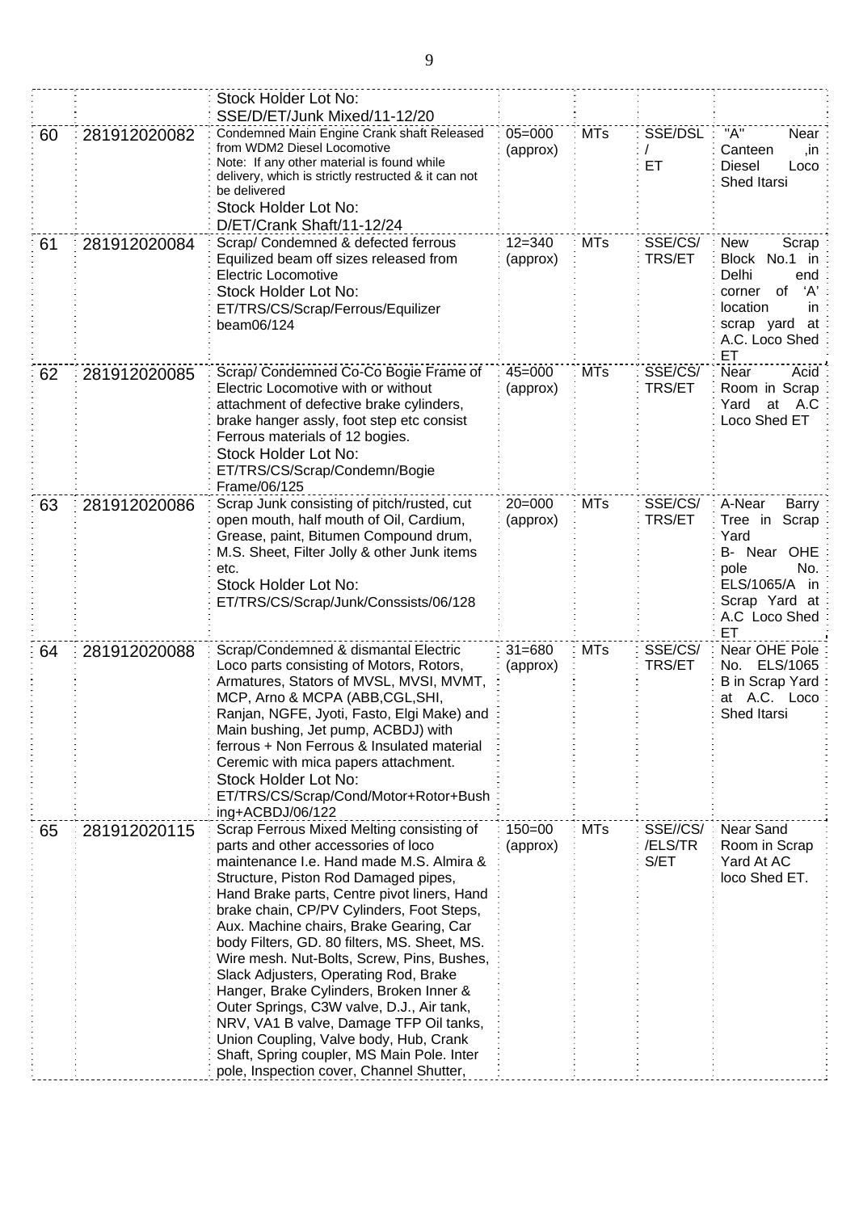| | | | | | | |
|---|---|---|---|---|---|---|
| | | Stock Holder Lot No: SSE/D/ET/Junk Mixed/11-12/20 | | | | |
| 60 | 281912020082 | Condemned Main Engine Crank shaft Released from WDM2 Diesel Locomotive<br>Note: If any other material is found while delivery, which is strictly restructed & it can not be delivered<br>Stock Holder Lot No: D/ET/Crank Shaft/11-12/24 | 05=000 (approx) | MTs | SSE/DSL / ET | "A" Near Canteen ,in Diesel Loco Shed Itarsi |
| 61 | 281912020084 | Scrap/ Condemned & defected ferrous Equilized beam off sizes released from Electric Locomotive<br>Stock Holder Lot No: ET/TRS/CS/Scrap/Ferrous/Equilizer beam06/124 | 12=340 (approx) | MTs | SSE/CS/ TRS/ET | New Scrap Block No.1 in Delhi end corner of 'A' location in scrap yard at A.C. Loco Shed ET |
| 62 | 281912020085 | Scrap/ Condemned Co-Co Bogie Frame of Electric Locomotive with or without attachment of defective brake cylinders, brake hanger assly, foot step etc consist Ferrous materials of 12 bogies.<br>Stock Holder Lot No: ET/TRS/CS/Scrap/Condemn/Bogie Frame/06/125 | 45=000 (approx) | MTs | SSE/CS/ TRS/ET | Near Acid Room in Scrap Yard at A.C Loco Shed ET |
| 63 | 281912020086 | Scrap Junk consisting of pitch/rusted, cut open mouth, half mouth of Oil, Cardium, Grease, paint, Bitumen Compound drum, M.S. Sheet, Filter Jolly & other Junk items etc.<br>Stock Holder Lot No: ET/TRS/CS/Scrap/Junk/Conssists/06/128 | 20=000 (approx) | MTs | SSE/CS/ TRS/ET | A-Near Barry Tree in Scrap Yard<br>B- Near OHE pole No. ELS/1065/A in Scrap Yard at A.C Loco Shed ET |
| 64 | 281912020088 | Scrap/Condemned & dismantal Electric Loco parts consisting of Motors, Rotors, Armatures, Stators of MVSL, MVSI, MVMT, MCP, Arno & MCPA (ABB,CGL,SHI, Ranjan, NGFE, Jyoti, Fasto, Elgi Make) and Main bushing, Jet pump, ACBDJ) with ferrous + Non Ferrous & Insulated material Ceremic with mica papers attachment.<br>Stock Holder Lot No: ET/TRS/CS/Scrap/Cond/Motor+Rotor+Bushing+ACBDJ/06/122 | 31=680 (approx) | MTs | SSE/CS/ TRS/ET | Near OHE Pole No. ELS/1065 B in Scrap Yard at A.C. Loco Shed Itarsi |
| 65 | 281912020115 | Scrap Ferrous Mixed Melting consisting of parts and other accessories of loco maintenance I.e. Hand made M.S. Almira & Structure, Piston Rod Damaged pipes, Hand Brake parts, Centre pivot liners, Hand brake chain, CP/PV Cylinders, Foot Steps, Aux. Machine chairs, Brake Gearing, Car body Filters, GD. 80 filters, MS. Sheet, MS. Wire mesh. Nut-Bolts, Screw, Pins, Bushes, Slack Adjusters, Operating Rod, Brake Hanger, Brake Cylinders, Broken Inner & Outer Springs, C3W valve, D.J., Air tank, NRV, VA1 B valve, Damage TFP Oil tanks, Union Coupling, Valve body, Hub, Crank Shaft, Spring coupler, MS Main Pole. Inter pole, Inspection cover, Channel Shutter, | 150=00 (approx) | MTs | SSE//CS/ /ELS/TR S/ET | Near Sand Room in Scrap Yard At AC loco Shed ET. |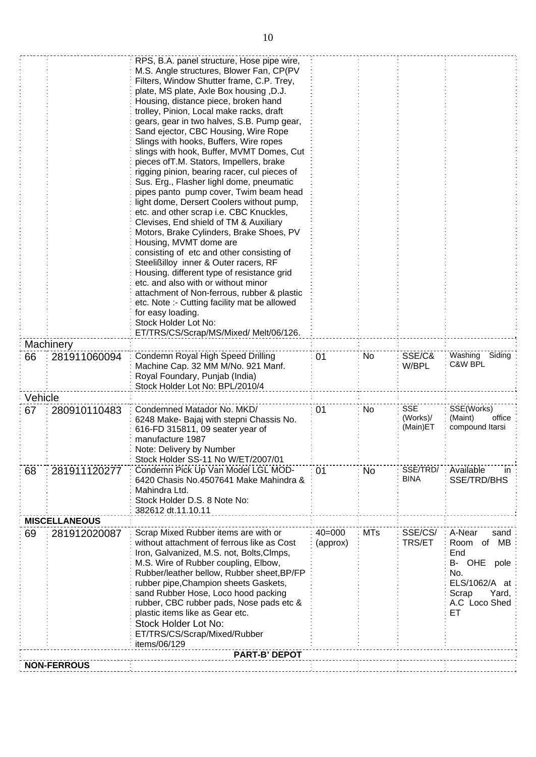| | | | | | | |
|---|---|---|---|---|---|---|
| | | RPS, B.A. panel structure, Hose pipe wire, M.S. Angle structures, Blower Fan, CP(PV Filters, Window Shutter frame, C.P. Trey, plate, MS plate, Axle Box housing ,D.J. Housing, distance piece, broken hand trolley, Pinion, Local make racks, draft gears, gear in two halves, S.B. Pump gear, Sand ejector, CBC Housing, Wire Rope Slings with hooks, Buffers, Wire ropes slings with hook, Buffer, MVMT Domes, Cut pieces ofT.M. Stators, Impellers, brake rigging pinion, bearing racer, cul pieces of Sus. Erg., Flasher lighl dome, pneumatic pipes panto pump cover, Twim beam head light dome, Dersert Coolers without pump, etc. and other scrap i.e. CBC Knuckles, Clevises, End shield of TM & Auxiliary Motors, Brake Cylinders, Brake Shoes, PV Housing, MVMT dome are consisting of etc and other consisting of Steelißilloy inner & Outer racers, RF Housing. different type of resistance grid etc. and also with or without minor attachment of Non-ferrous, rubber & plastic etc. Note :- Cutting facility mat be allowed for easy loading. Stock Holder Lot No: ET/TRS/CS/Scrap/MS/Mixed/ Melt/06/126. | | | | |
| Machinery | | | | | | |
| 66 | 281911060094 | Condemn Royal High Speed Drilling Machine Cap. 32 MM M/No. 921 Manf. Royal Foundary, Punjab (India) Stock Holder Lot No: BPL/2010/4 | 01 | No | SSE/C& W/BPL | Washing Siding C&W BPL |
| Vehicle | | | | | | |
| 67 | 280910110483 | Condemned Matador No. MKD/ 6248 Make- Bajaj with stepni Chassis No. 616-FD 315811, 09 seater year of manufacture 1987 Note: Delivery by Number Stock Holder SS-11 No W/ET/2007/01 | 01 | No | SSE (Works)/ (Main)ET | SSE(Works) (Maint) office compound Itarsi |
| 68 | 281911120277 | Condemn Pick Up Van Model LGL MOD-6420 Chasis No.4507641 Make Mahindra & Mahindra Ltd. Stock Holder D.S. 8 Note No: 382612 dt.11.10.11 | 01 | No | SSE/TRD/ BINA | Available in SSE/TRD/BHS |
| **MISCELLANEOUS** | | | | | | |
| 69 | 281912020087 | Scrap Mixed Rubber items are with or without attachment of ferrous like as Cost Iron, Galvanized, M.S. not, Bolts,Clmps, M.S. Wire of Rubber coupling, Elbow, Rubber/leather bellow, Rubber sheet,BP/FP rubber pipe,Champion sheets Gaskets, sand Rubber Hose, Loco hood packing rubber, CBC rubber pads, Nose pads etc & plastic items like as Gear etc. Stock Holder Lot No: ET/TRS/CS/Scrap/Mixed/Rubber items/06/129 | 40=000 (approx) | MTs | SSE/CS/ TRS/ET | A-Near sand Room of MB End B- OHE pole No. ELS/1062/A at Scrap Yard, A.C Loco Shed ET |
| | | **PART-B' DEPOT** | | | | |
| **NON-FERROUS** | | | | | | |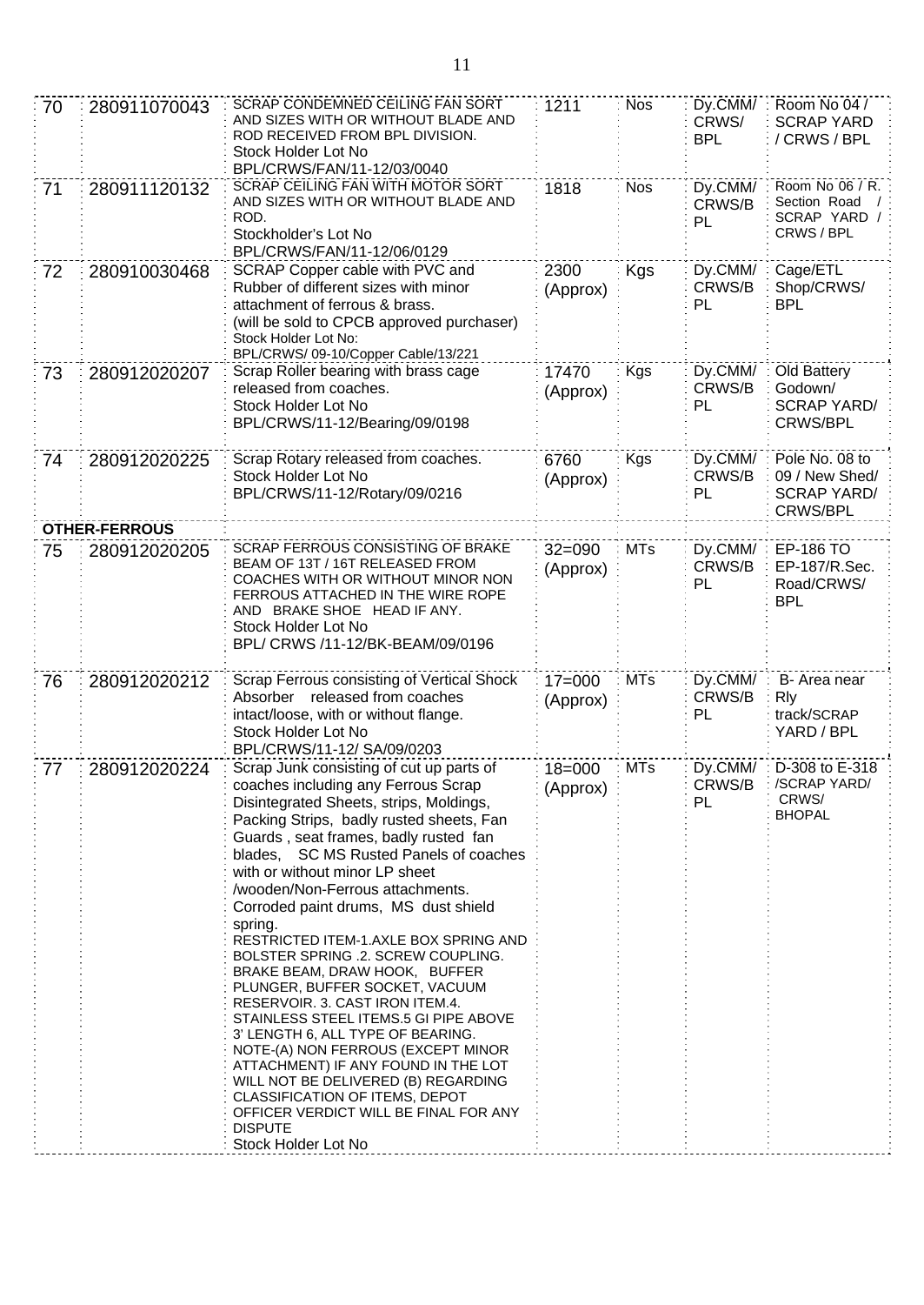| 70 | 280911070043 | SCRAP CONDEMNED CEILING FAN SORT AND SIZES WITH OR WITHOUT BLADE AND ROD RECEIVED FROM BPL DIVISION. Stock Holder Lot No BPL/CRWS/FAN/11-12/03/0040 | 1211 | Nos | Dy.CMM/ CRWS/ BPL | Room No 04 / SCRAP YARD / CRWS / BPL |
|---|---|---|---|---|---|---|
| 71 | 280911120132 | SCRAP CEILING FAN WITH MOTOR SORT AND SIZES WITH OR WITHOUT BLADE AND ROD. Stockholder's Lot No BPL/CRWS/FAN/11-12/06/0129 | 1818 | Nos | Dy.CMM/ CRWS/BPL | Room No 06 / R. Section Road / SCRAP YARD / CRWS / BPL |
| 72 | 280910030468 | SCRAP Copper cable with PVC and Rubber of different sizes with minor attachment of ferrous & brass. (will be sold to CPCB approved purchaser) Stock Holder Lot No: BPL/CRWS/ 09-10/Copper Cable/13/221 | 2300 (Approx) | Kgs | Dy.CMM/ CRWS/BPL | Cage/ETL Shop/CRWS/ BPL |
| 73 | 280912020207 | Scrap Roller bearing with brass cage released from coaches. Stock Holder Lot No BPL/CRWS/11-12/Bearing/09/0198 | 17470 (Approx) | Kgs | Dy.CMM/ CRWS/BPL | Old Battery Godown/ SCRAP YARD/ CRWS/BPL |
| 74 | 280912020225 | Scrap Rotary released from coaches. Stock Holder Lot No BPL/CRWS/11-12/Rotary/09/0216 | 6760 (Approx) | Kgs | Dy.CMM/ CRWS/BPL | Pole No. 08 to 09 / New Shed/ SCRAP YARD/ CRWS/BPL |
| **OTHER-FERROUS** | | | | | | |
| 75 | 280912020205 | SCRAP FERROUS CONSISTING OF BRAKE BEAM OF 13T / 16T RELEASED FROM COACHES WITH OR WITHOUT MINOR NON FERROUS ATTACHED IN THE WIRE ROPE AND BRAKE SHOE HEAD IF ANY. Stock Holder Lot No BPL/ CRWS /11-12/BK-BEAM/09/0196 | 32=090 (Approx) | MTs | Dy.CMM/ CRWS/BPL | EP-186 TO EP-187/R.Sec. Road/CRWS/ BPL |
| 76 | 280912020212 | Scrap Ferrous consisting of Vertical Shock Absorber released from coaches intact/loose, with or without flange. Stock Holder Lot No BPL/CRWS/11-12/ SA/09/0203 | 17=000 (Approx) | MTs | Dy.CMM/ CRWS/BPL | B- Area near Rly track/SCRAP YARD / BPL |
| 77 | 280912020224 | Scrap Junk consisting of cut up parts of coaches including any Ferrous Scrap Disintegrated Sheets, strips, Moldings, Packing Strips, badly rusted sheets, Fan Guards , seat frames, badly rusted fan blades, SC MS Rusted Panels of coaches with or without minor LP sheet /wooden/Non-Ferrous attachments. Corroded paint drums, MS dust shield spring. RESTRICTED ITEM-1.AXLE BOX SPRING AND BOLSTER SPRING .2. SCREW COUPLING. BRAKE BEAM, DRAW HOOK, BUFFER PLUNGER, BUFFER SOCKET, VACUUM RESERVOIR. 3. CAST IRON ITEM.4. STAINLESS STEEL ITEMS.5 GI PIPE ABOVE 3' LENGTH 6, ALL TYPE OF BEARING. NOTE-(A) NON FERROUS (EXCEPT MINOR ATTACHMENT) IF ANY FOUND IN THE LOT WILL NOT BE DELIVERED (B) REGARDING CLASSIFICATION OF ITEMS, DEPOT OFFICER VERDICT WILL BE FINAL FOR ANY DISPUTE Stock Holder Lot No | 18=000 (Approx) | MTs | Dy.CMM/ CRWS/BPL | D-308 to E-318 /SCRAP YARD/ CRWS/ BHOPAL |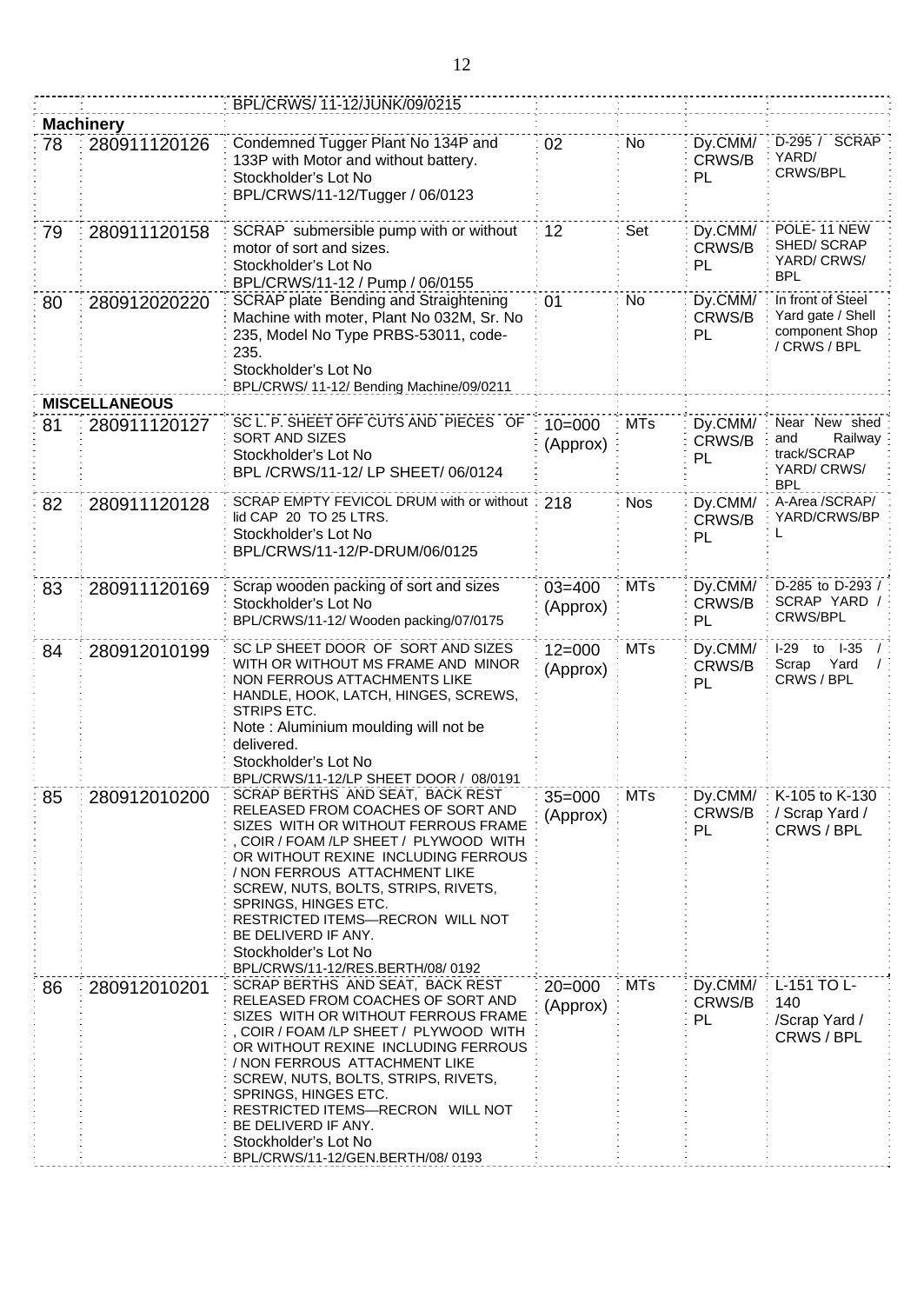| | | | | | | |
|---|---|---|---|---|---|---|
| | | BPL/CRWS/ 11-12/JUNK/09/0215 | | | | |
| **Machinery** | | | | | | |
| 78 | 280911120126 | Condemned Tugger Plant No 134P and 133P with Motor and without battery. Stockholder's Lot No BPL/CRWS/11-12/Tugger / 06/0123 | 02 | No | Dy.CMM/ CRWS/B PL | D-295 / SCRAP YARD/ CRWS/BPL |
| 79 | 280911120158 | SCRAP submersible pump with or without motor of sort and sizes. Stockholder's Lot No BPL/CRWS/11-12 / Pump / 06/0155 | 12 | Set | Dy.CMM/ CRWS/B PL | POLE- 11 NEW SHED/ SCRAP YARD/ CRWS/ BPL |
| 80 | 280912020220 | SCRAP plate Bending and Straightening Machine with moter, Plant No 032M, Sr. No 235, Model No Type PRBS-53011, code-235. Stockholder's Lot No BPL/CRWS/ 11-12/ Bending Machine/09/0211 | 01 | No | Dy.CMM/ CRWS/B PL | In front of Steel Yard gate / Shell component Shop / CRWS / BPL |
| **MISCELLANEOUS** | | | | | | |
| 81 | 280911120127 | SC L. P. SHEET OFF CUTS AND PIECES OF SORT AND SIZES Stockholder's Lot No BPL /CRWS/11-12/ LP SHEET/ 06/0124 | 10=000 (Approx) | MTs | Dy.CMM/ CRWS/B PL | Near New shed and Railway track/SCRAP YARD/ CRWS/ BPL |
| 82 | 280911120128 | SCRAP EMPTY FEVICOL DRUM with or without lid CAP 20 TO 25 LTRS. Stockholder's Lot No BPL/CRWS/11-12/P-DRUM/06/0125 | 218 | Nos | Dy.CMM/ CRWS/B PL | A-Area /SCRAP/ YARD/CRWS/BP L |
| 83 | 280911120169 | Scrap wooden packing of sort and sizes Stockholder's Lot No BPL/CRWS/11-12/ Wooden packing/07/0175 | 03=400 (Approx) | MTs | Dy.CMM/ CRWS/B PL | D-285 to D-293 / SCRAP YARD / CRWS/BPL |
| 84 | 280912010199 | SC LP SHEET DOOR OF SORT AND SIZES WITH OR WITHOUT MS FRAME AND MINOR NON FERROUS ATTACHMENTS LIKE HANDLE, HOOK, LATCH, HINGES, SCREWS, STRIPS ETC. Note : Aluminium moulding will not be delivered. Stockholder's Lot No BPL/CRWS/11-12/LP SHEET DOOR / 08/0191 | 12=000 (Approx) | MTs | Dy.CMM/ CRWS/B PL | I-29 to I-35 / Scrap Yard / CRWS / BPL |
| 85 | 280912010200 | SCRAP BERTHS AND SEAT, BACK REST RELEASED FROM COACHES OF SORT AND SIZES WITH OR WITHOUT FERROUS FRAME , COIR / FOAM /LP SHEET / PLYWOOD WITH OR WITHOUT REXINE INCLUDING FERROUS / NON FERROUS ATTACHMENT LIKE SCREW, NUTS, BOLTS, STRIPS, RIVETS, SPRINGS, HINGES ETC. RESTRICTED ITEMS—RECRON WILL NOT BE DELIVERD IF ANY. Stockholder's Lot No BPL/CRWS/11-12/RES.BERTH/08/ 0192 | 35=000 (Approx) | MTs | Dy.CMM/ CRWS/B PL | K-105 to K-130 / Scrap Yard / CRWS / BPL |
| 86 | 280912010201 | SCRAP BERTHS AND SEAT, BACK REST RELEASED FROM COACHES OF SORT AND SIZES WITH OR WITHOUT FERROUS FRAME , COIR / FOAM /LP SHEET / PLYWOOD WITH OR WITHOUT REXINE INCLUDING FERROUS / NON FERROUS ATTACHMENT LIKE SCREW, NUTS, BOLTS, STRIPS, RIVETS, SPRINGS, HINGES ETC. RESTRICTED ITEMS—RECRON WILL NOT BE DELIVERD IF ANY. Stockholder's Lot No BPL/CRWS/11-12/GEN.BERTH/08/ 0193 | 20=000 (Approx) | MTs | Dy.CMM/ CRWS/B PL | L-151 TO L-140 /Scrap Yard / CRWS / BPL |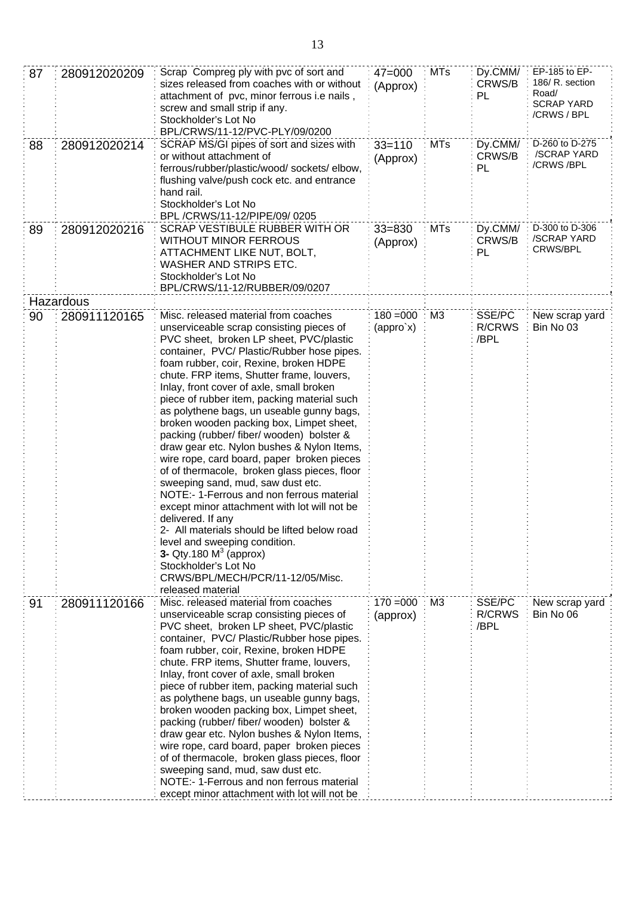| | | | | | | |
|---|---|---|---|---|---|---|
| 87 | 280912020209 | Scrap Compreg ply with pvc of sort and sizes released from coaches with or without attachment of pvc, minor ferrous i.e nails , screw and small strip if any.<br>Stockholder's Lot No<br>BPL/CRWS/11-12/PVC-PLY/09/0200 | 47=000 (Approx) | MTs | Dy.CMM/ CRWS/B PL | EP-185 to EP-186/ R. section Road/ SCRAP YARD /CRWS / BPL |
| 88 | 280912020214 | SCRAP MS/GI pipes of sort and sizes with or without attachment of ferrous/rubber/plastic/wood/ sockets/ elbow, flushing valve/push cock etc. and entrance hand rail.<br>Stockholder's Lot No<br>BPL /CRWS/11-12/PIPE/09/ 0205 | 33=110 (Approx) | MTs | Dy.CMM/ CRWS/B PL | D-260 to D-275 /SCRAP YARD /CRWS /BPL |
| 89 | 280912020216 | SCRAP VESTIBULE RUBBER WITH OR WITHOUT MINOR FERROUS ATTACHMENT LIKE NUT, BOLT, WASHER AND STRIPS ETC.<br>Stockholder's Lot No<br>BPL/CRWS/11-12/RUBBER/09/0207 | 33=830 (Approx) | MTs | Dy.CMM/ CRWS/B PL | D-300 to D-306 /SCRAP YARD CRWS/BPL |
| Hazardous | | | | | | |
| 90 | 280911120165 | Misc. released material from coaches unserviceable scrap consisting pieces of PVC sheet, broken LP sheet, PVC/plastic container, PVC/ Plastic/Rubber hose pipes. foam rubber, coir, Rexine, broken HDPE chute. FRP items, Shutter frame, louvers, Inlay, front cover of axle, small broken piece of rubber item, packing material such as polythene bags, un useable gunny bags, broken wooden packing box, Limpet sheet, packing (rubber/ fiber/ wooden) bolster & draw gear etc. Nylon bushes & Nylon Items, wire rope, card board, paper broken pieces of of thermacole, broken glass pieces, floor sweeping sand, mud, saw dust etc.<br>NOTE:- 1-Ferrous and non ferrous material except minor attachment with lot will not be delivered. If any<br>2- All materials should be lifted below road level and sweeping condition.<br>**3-** Qty.180 $M^3$ (approx)<br>Stockholder's Lot No<br>CRWS/BPL/MECH/PCR/11-12/05/Misc. released material | 180 =000 (appro`x) | M3 | SSE/PC R/CRWS /BPL | New scrap yard Bin No 03 |
| 91 | 280911120166 | Misc. released material from coaches unserviceable scrap consisting pieces of PVC sheet, broken LP sheet, PVC/plastic container, PVC/ Plastic/Rubber hose pipes. foam rubber, coir, Rexine, broken HDPE chute. FRP items, Shutter frame, louvers, Inlay, front cover of axle, small broken piece of rubber item, packing material such as polythene bags, un useable gunny bags, broken wooden packing box, Limpet sheet, packing (rubber/ fiber/ wooden) bolster & draw gear etc. Nylon bushes & Nylon Items, wire rope, card board, paper broken pieces of of thermacole, broken glass pieces, floor sweeping sand, mud, saw dust etc.<br>NOTE:- 1-Ferrous and non ferrous material except minor attachment with lot will not be | 170 =000 (approx) | M3 | SSE/PC R/CRWS /BPL | New scrap yard Bin No 06 |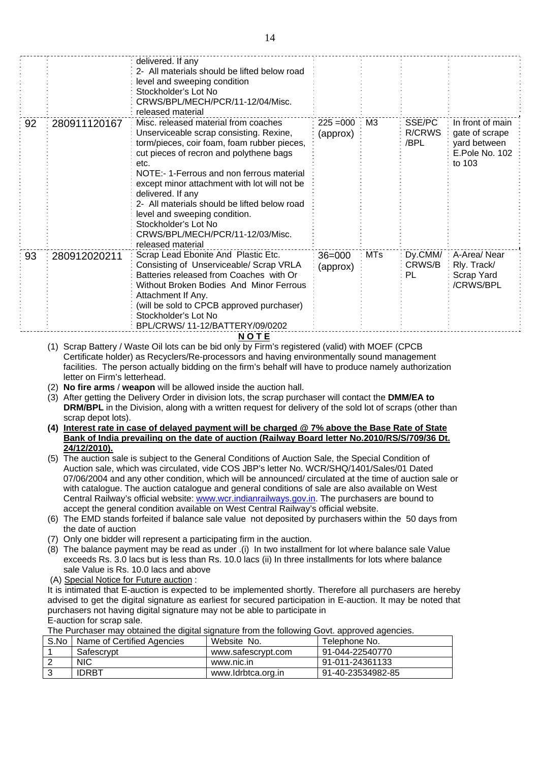|  |  | delivered. If any<br>2- All materials should be lifted below road level and sweeping condition<br>Stockholder's Lot No CRWS/BPL/MECH/PCR/11-12/04/Misc. released material |  |  |  |  |
|---|---|---|---|---|---|---|
| 92 | 280911120167 | Misc. released material from coaches Unserviceable scrap consisting. Rexine, torm/pieces, coir foam, foam rubber pieces, cut pieces of recron and polythene bags etc.<br>NOTE:- 1-Ferrous and non ferrous material except minor attachment with lot will not be delivered. If any<br>2- All materials should be lifted below road level and sweeping condition.<br>Stockholder's Lot No CRWS/BPL/MECH/PCR/11-12/03/Misc. released material | 225 =000 (approx) | M3 | SSE/PC R/CRWS /BPL | In front of main gate of scrape yard between E.Pole No. 102 to 103 |
| 93 | 280912020211 | Scrap Lead Ebonite And Plastic Etc. Consisting of Unserviceable/ Scrap VRLA Batteries released from Coaches with Or Without Broken Bodies And Minor Ferrous Attachment If Any.<br>(will be sold to CPCB approved purchaser)<br>Stockholder's Lot No BPL/CRWS/ 11-12/BATTERY/09/0202 | 36=000 (approx) | MTs | Dy.CMM/ CRWS/B PL | A-Area/ Near Rly. Track/ Scrap Yard /CRWS/BPL |

**N O T E**

(1) Scrap Battery / Waste Oil lots can be bid only by Firm's registered (valid) with MOEF (CPCB Certificate holder) as Recyclers/Re-processors and having environmentally sound management facilities. The person actually bidding on the firm's behalf will have to produce namely authorization letter on Firm's letterhead.

(2) **No fire arms** / **weapon** will be allowed inside the auction hall.

(3) After getting the Delivery Order in division lots, the scrap purchaser will contact the **DMM/EA to DRM/BPL** in the Division, along with a written request for delivery of the sold lot of scraps (other than scrap depot lots).

**(4) Interest rate in case of delayed payment will be charged @ 7% above the Base Rate of State Bank of India prevailing on the date of auction (Railway Board letter No.2010/RS/S/709/36 Dt. 24/12/2010).**

(5) The auction sale is subject to the General Conditions of Auction Sale, the Special Condition of Auction sale, which was circulated, vide COS JBP's letter No. WCR/SHQ/1401/Sales/01 Dated 07/06/2004 and any other condition, which will be announced/ circulated at the time of auction sale or with catalogue. The auction catalogue and general conditions of sale are also available on West Central Railway's official website: www.wcr.indianrailways.gov.in. The purchasers are bound to accept the general condition available on West Central Railway's official website.

(6) The EMD stands forfeited if balance sale value not deposited by purchasers within the 50 days from the date of auction

(7) Only one bidder will represent a participating firm in the auction.

(8) The balance payment may be read as under .(i) In two installment for lot where balance sale Value exceeds Rs. 3.0 lacs but is less than Rs. 10.0 lacs (ii) In three installments for lots where balance sale Value is Rs. 10.0 lacs and above

(A) Special Notice for Future auction :

It is intimated that E-auction is expected to be implemented shortly. Therefore all purchasers are hereby advised to get the digital signature as earliest for secured participation in E-auction. It may be noted that purchasers not having digital signature may not be able to participate in E-auction for scrap sale.

The Purchaser may obtained the digital signature from the following Govt. approved agencies.

| S.No | Name of Certified Agencies | Website No. | Telephone No. |
|---|---|---|---|
| 1 | Safescrypt | www.safescrypt.com | 91-044-22540770 |
| 2 | NIC | www.nic.in | 91-011-24361133 |
| 3 | IDRBT | www.Idrbtca.org.in | 91-40-23534982-85 |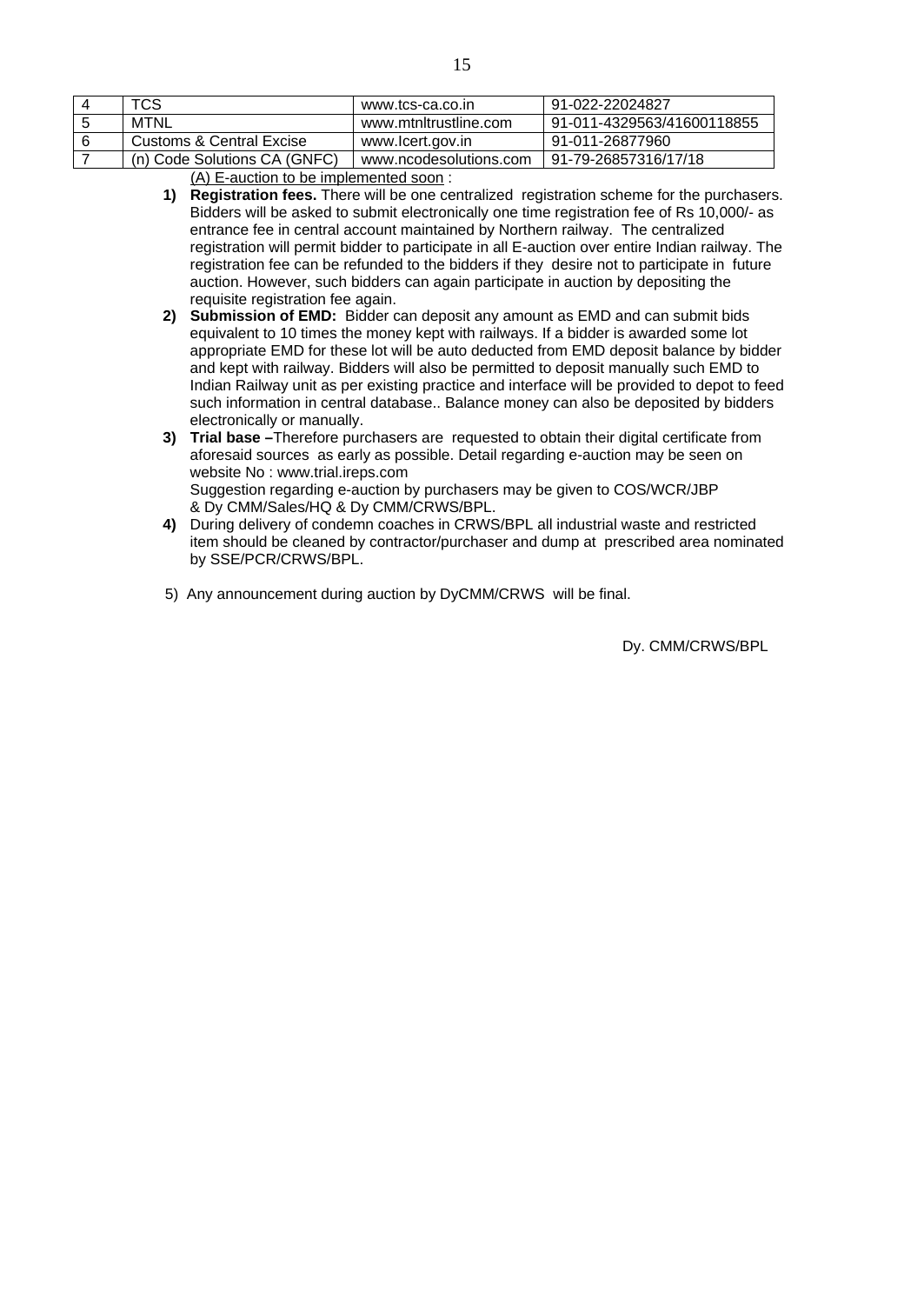| | | | |
|---|---|---|---|
| 4 | TCS | www.tcs-ca.co.in | 91-022-22024827 |
| 5 | MTNL | www.mtnltrustline.com | 91-011-4329563/41600118855 |
| 6 | Customs & Central Excise | www.Icert.gov.in | 91-011-26877960 |
| 7 | (n) Code Solutions CA (GNFC) | www.ncodesolutions.com | 91-79-26857316/17/18 |

(A) E-auction to be implemented soon :

1) **Registration fees.** There will be one centralized registration scheme for the purchasers. Bidders will be asked to submit electronically one time registration fee of Rs 10,000/- as entrance fee in central account maintained by Northern railway. The centralized registration will permit bidder to participate in all E-auction over entire Indian railway. The registration fee can be refunded to the bidders if they desire not to participate in future auction. However, such bidders can again participate in auction by depositing the requisite registration fee again.
2) **Submission of EMD:** Bidder can deposit any amount as EMD and can submit bids equivalent to 10 times the money kept with railways. If a bidder is awarded some lot appropriate EMD for these lot will be auto deducted from EMD deposit balance by bidder and kept with railway. Bidders will also be permitted to deposit manually such EMD to Indian Railway unit as per existing practice and interface will be provided to depot to feed such information in central database.. Balance money can also be deposited by bidders electronically or manually.
3) **Trial base –**Therefore purchasers are requested to obtain their digital certificate from aforesaid sources as early as possible. Detail regarding e-auction may be seen on website No : www.trial.ireps.com
   Suggestion regarding e-auction by purchasers may be given to COS/WCR/JBP & Dy CMM/Sales/HQ & Dy CMM/CRWS/BPL.
4) During delivery of condemn coaches in CRWS/BPL all industrial waste and restricted item should be cleaned by contractor/purchaser and dump at prescribed area nominated by SSE/PCR/CRWS/BPL.
5) Any announcement during auction by DyCMM/CRWS will be final.

Dy. CMM/CRWS/BPL